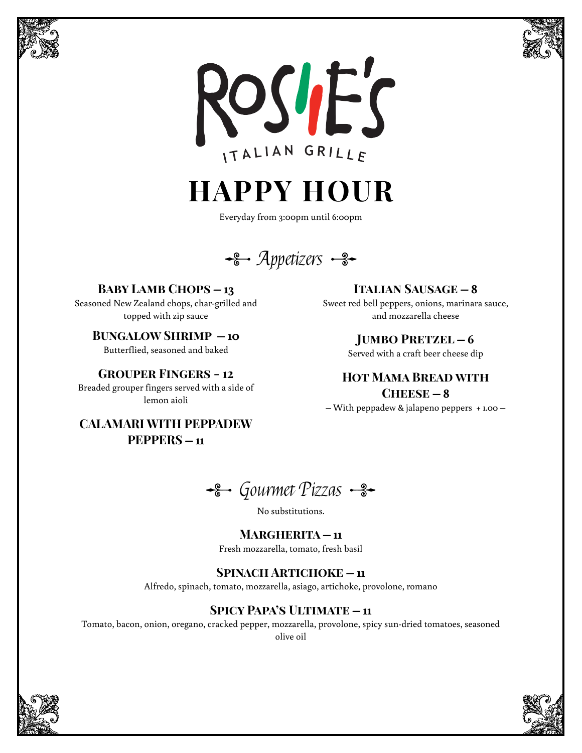# ROSIE'S

ITALIAN GRILLE

# HAPPY HOUR

Everyday from 3:00pm until 6:00pm

## *Appetizers*

### Baby Lamb Chops – 13

Seasoned New Zealand chops, char-grilled and topped with zip sauce

### Bungalow Shrimp – 10

Butterflied, seasoned and baked

### Grouper Fingers - 12

Breaded grouper fingers served with a side of lemon aioli

### Calamari with Peppadew Peppers – 11

### Italian Sausage – 8

Sweet red bell peppers, onions, marinara sauce, and mozzarella cheese

### Jumbo Pretzel – 6

Served with a craft beer cheese dip

### Hot Mama Bread with Cheese – 8

– With peppadew & jalapeno peppers + 1.00 –

## *Gourmet Pizzas*

No substitutions.

### Margherita – 11

Fresh mozzarella, tomato, fresh basil

### Spinach Artichoke – 11

Alfredo, spinach, tomato, mozzarella, asiago, artichoke, provolone, romano

### Spicy Papa's Ultimate – 11

Tomato, bacon, onion, oregano, cracked pepper, mozzarella, provolone, spicy sun-dried tomatoes, seasoned olive oil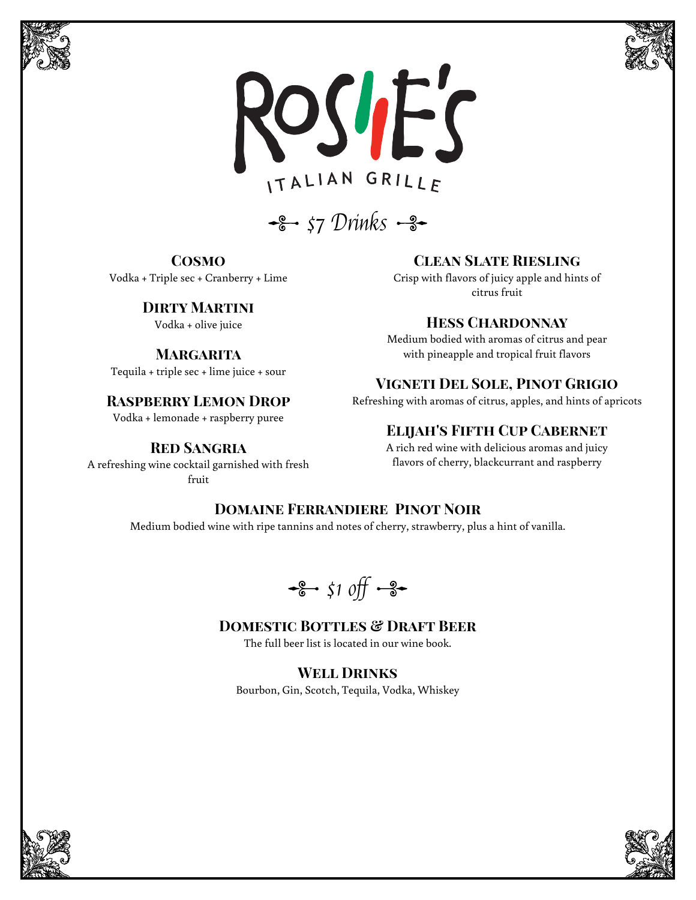# ROSIE'S

ITALIAN GRILLE

## $7 Drinks

### Cosmo
Vodka + Triple sec + Cranberry + Lime

### Dirty Martini
Vodka + olive juice

### Margarita
Tequila + triple sec + lime juice + sour

### Raspberry Lemon Drop
Vodka + lemonade + raspberry puree

### Red Sangria
A refreshing wine cocktail garnished with fresh fruit

### Clean Slate Riesling
Crisp with flavors of juicy apple and hints of citrus fruit

### Hess Chardonnay
Medium bodied with aromas of citrus and pear with pineapple and tropical fruit flavors

### Vigneti Del Sole, Pinot Grigio
Refreshing with aromas of citrus, apples, and hints of apricots

### Elijah's Fifth Cup Cabernet
A rich red wine with delicious aromas and juicy flavors of cherry, blackcurrant and raspberry

### Domaine Ferrandiere Pinot Noir
Medium bodied wine with ripe tannins and notes of cherry, strawberry, plus a hint of vanilla.

## $1 off

### Domestic Bottles & Draft Beer
The full beer list is located in our wine book.

### Well Drinks
Bourbon, Gin, Scotch, Tequila, Vodka, Whiskey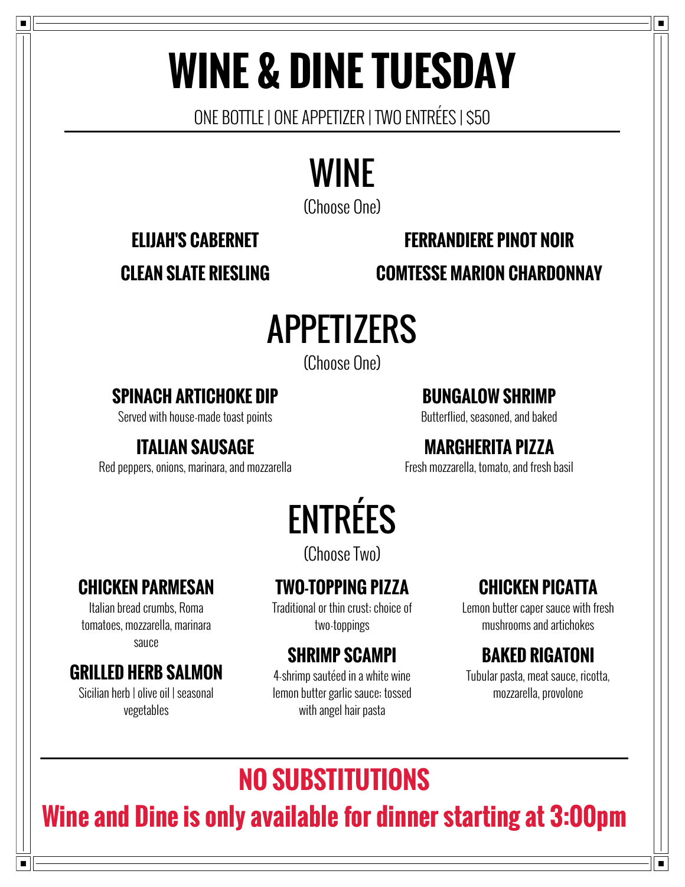# WINE & DINE TUESDAY

ONE BOTTLE | ONE APPETIZER | TWO ENTRÉES | $50

## WINE

(Choose One)

**ELIJAH'S CABERNET**

**FERRANDIERE PINOT NOIR**

**CLEAN SLATE RIESLING**

**COMTESSE MARION CHARDONNAY**

## APPETIZERS

(Choose One)

### SPINACH ARTICHOKE DIP

Served with house-made toast points

### BUNGALOW SHRIMP

Butterflied, seasoned, and baked

### ITALIAN SAUSAGE

Red peppers, onions, marinara, and mozzarella

### MARGHERITA PIZZA

Fresh mozzarella, tomato, and fresh basil

## ENTRÉES

(Choose Two)

### CHICKEN PARMESAN

Italian bread crumbs, Roma tomatoes, mozzarella, marinara sauce

### GRILLED HERB SALMON

Sicilian herb | olive oil | seasonal vegetables

### TWO-TOPPING PIZZA

Traditional or thin crust; choice of two-toppings

### SHRIMP SCAMPI

4-shrimp sautéed in a white wine lemon butter garlic sauce; tossed with angel hair pasta

### CHICKEN PICATTA

Lemon butter caper sauce with fresh mushrooms and artichokes

### BAKED RIGATONI

Tubular pasta, meat sauce, ricotta, mozzarella, provolone

---

## NO SUBSTITUTIONS

**Wine and Dine is only available for dinner starting at 3:00pm**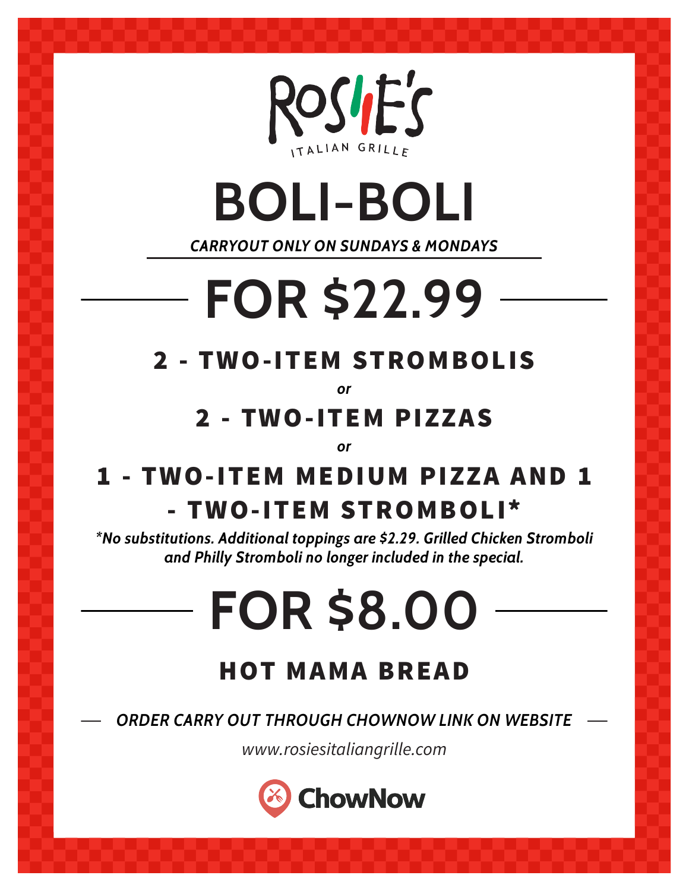ROSIE'S

ITALIAN GRILLE

# BOLI-BOLI

*CARRYOUT ONLY ON SUNDAYS & MONDAYS*

# FOR $22.99

## 2 - TWO-ITEM STROMBOLIS

*or*

## 2 - TWO-ITEM PIZZAS

*or*

## 1 - TWO-ITEM MEDIUM PIZZA AND 1 - TWO-ITEM STROMBOLI*

*\*No substitutions. Additional toppings are $2.29. Grilled Chicken Stromboli and Philly Stromboli no longer included in the special.*

# FOR $8.00

## HOT MAMA BREAD

*ORDER CARRY OUT THROUGH CHOWNOW LINK ON WEBSITE*

*www.rosiesitaliangrille.com*

ChowNow